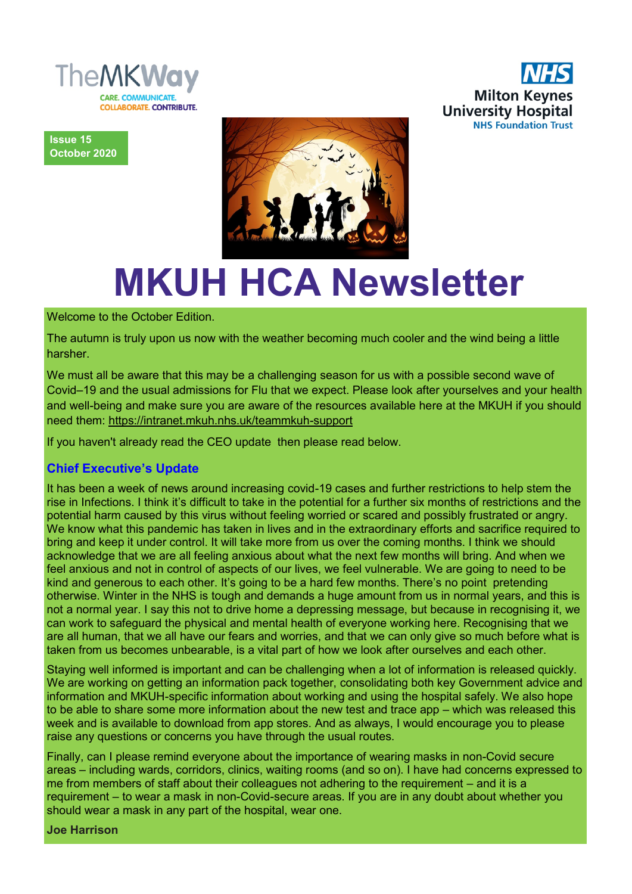TheMKWay

CARE. COMMUNICATE. COLLABORATE. CONTRIBUTE.

**Issue 15**
**October 2020**

NHS Milton Keynes University Hospital NHS Foundation Trust

# MKUH HCA Newsletter

Welcome to the October Edition.

The autumn is truly upon us now with the weather becoming much cooler and the wind being a little harsher.

We must all be aware that this may be a challenging season for us with a possible second wave of Covid–19 and the usual admissions for Flu that we expect. Please look after yourselves and your health and well-being and make sure you are aware of the resources available here at the MKUH if you should need them: https://intranet.mkuh.nhs.uk/teammkuh-support

If you haven't already read the CEO update then please read below.

## Chief Executive's Update

It has been a week of news around increasing covid-19 cases and further restrictions to help stem the rise in Infections. I think it's difficult to take in the potential for a further six months of restrictions and the potential harm caused by this virus without feeling worried or scared and possibly frustrated or angry. We know what this pandemic has taken in lives and in the extraordinary efforts and sacrifice required to bring and keep it under control. It will take more from us over the coming months. I think we should acknowledge that we are all feeling anxious about what the next few months will bring. And when we feel anxious and not in control of aspects of our lives, we feel vulnerable. We are going to need to be kind and generous to each other. It's going to be a hard few months. There's no point pretending otherwise. Winter in the NHS is tough and demands a huge amount from us in normal years, and this is not a normal year. I say this not to drive home a depressing message, but because in recognising it, we can work to safeguard the physical and mental health of everyone working here. Recognising that we are all human, that we all have our fears and worries, and that we can only give so much before what is taken from us becomes unbearable, is a vital part of how we look after ourselves and each other.

Staying well informed is important and can be challenging when a lot of information is released quickly. We are working on getting an information pack together, consolidating both key Government advice and information and MKUH-specific information about working and using the hospital safely. We also hope to be able to share some more information about the new test and trace app – which was released this week and is available to download from app stores. And as always, I would encourage you to please raise any questions or concerns you have through the usual routes.

Finally, can I please remind everyone about the importance of wearing masks in non-Covid secure areas – including wards, corridors, clinics, waiting rooms (and so on). I have had concerns expressed to me from members of staff about their colleagues not adhering to the requirement – and it is a requirement – to wear a mask in non-Covid-secure areas. If you are in any doubt about whether you should wear a mask in any part of the hospital, wear one.

**Joe Harrison**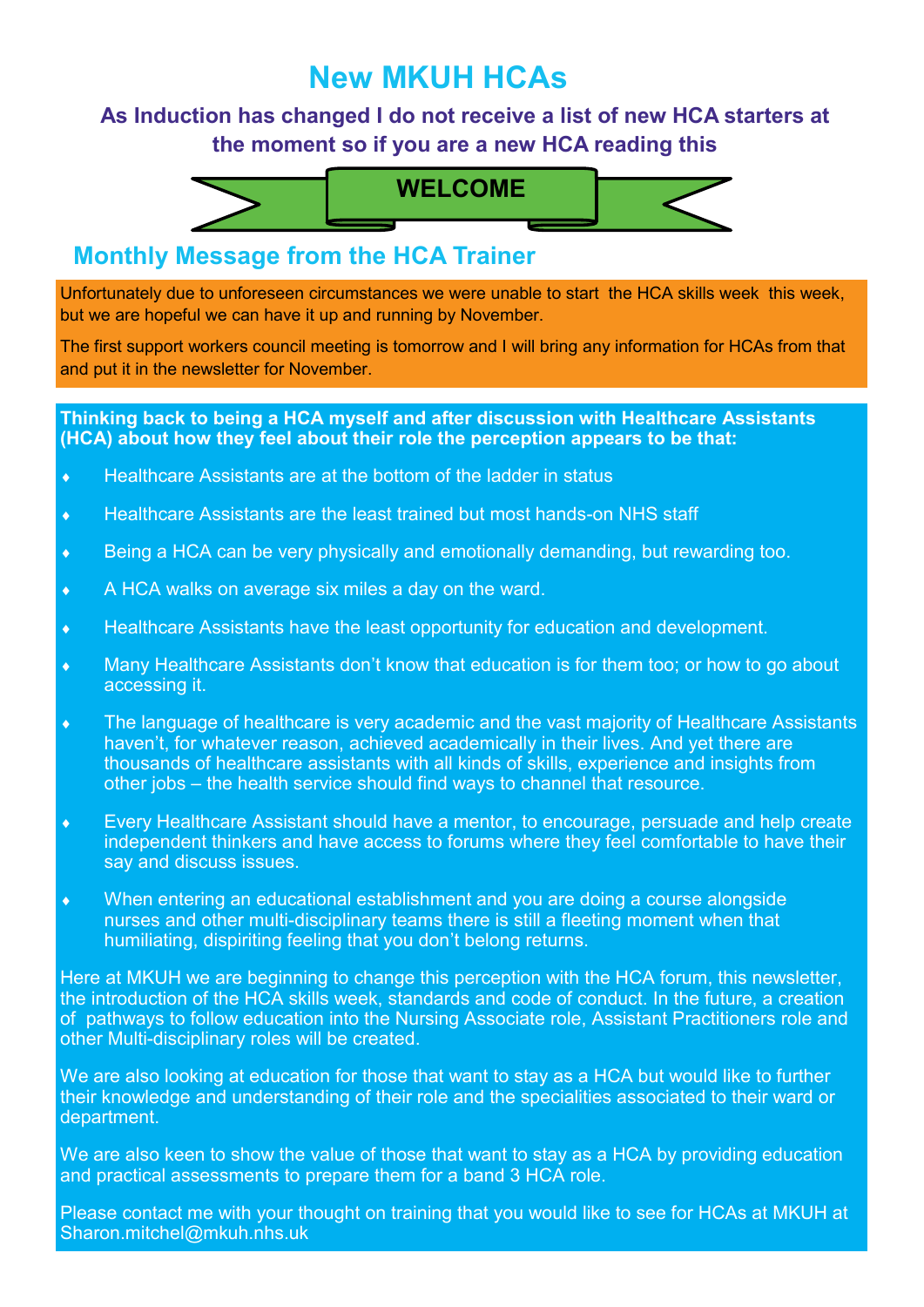# New MKUH HCAs

**As Induction has changed I do not receive a list of new HCA starters at the moment so if you are a new HCA reading this**

**WELCOME**

## Monthly Message from the HCA Trainer

Unfortunately due to unforeseen circumstances we were unable to start the HCA skills week this week, but we are hopeful we can have it up and running by November.

The first support workers council meeting is tomorrow and I will bring any information for HCAs from that and put it in the newsletter for November.

**Thinking back to being a HCA myself and after discussion with Healthcare Assistants (HCA) about how they feel about their role the perception appears to be that:**

- Healthcare Assistants are at the bottom of the ladder in status
- Healthcare Assistants are the least trained but most hands-on NHS staff
- Being a HCA can be very physically and emotionally demanding, but rewarding too.
- A HCA walks on average six miles a day on the ward.
- Healthcare Assistants have the least opportunity for education and development.
- Many Healthcare Assistants don't know that education is for them too; or how to go about accessing it.
- The language of healthcare is very academic and the vast majority of Healthcare Assistants haven't, for whatever reason, achieved academically in their lives. And yet there are thousands of healthcare assistants with all kinds of skills, experience and insights from other jobs – the health service should find ways to channel that resource.
- Every Healthcare Assistant should have a mentor, to encourage, persuade and help create independent thinkers and have access to forums where they feel comfortable to have their say and discuss issues.
- When entering an educational establishment and you are doing a course alongside nurses and other multi-disciplinary teams there is still a fleeting moment when that humiliating, dispiriting feeling that you don't belong returns.

Here at MKUH we are beginning to change this perception with the HCA forum, this newsletter, the introduction of the HCA skills week, standards and code of conduct. In the future, a creation of pathways to follow education into the Nursing Associate role, Assistant Practitioners role and other Multi-disciplinary roles will be created.

We are also looking at education for those that want to stay as a HCA but would like to further their knowledge and understanding of their role and the specialities associated to their ward or department.

We are also keen to show the value of those that want to stay as a HCA by providing education and practical assessments to prepare them for a band 3 HCA role.

Please contact me with your thought on training that you would like to see for HCAs at MKUH at Sharon.mitchel@mkuh.nhs.uk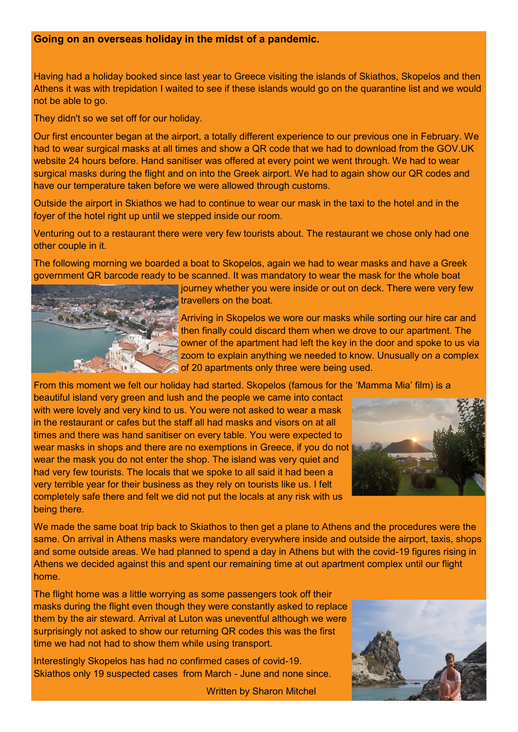## Going on an overseas holiday in the midst of a pandemic.

Having had a holiday booked since last year to Greece visiting the islands of Skiathos, Skopelos and then Athens it was with trepidation I waited to see if these islands would go on the quarantine list and we would not be able to go.

They didn't so we set off for our holiday.

Our first encounter began at the airport, a totally different experience to our previous one in February. We had to wear surgical masks at all times and show a QR code that we had to download from the GOV.UK website 24 hours before. Hand sanitiser was offered at every point we went through. We had to wear surgical masks during the flight and on into the Greek airport. We had to again show our QR codes and have our temperature taken before we were allowed through customs.

Outside the airport in Skiathos we had to continue to wear our mask in the taxi to the hotel and in the foyer of the hotel right up until we stepped inside our room.

Venturing out to a restaurant there were very few tourists about. The restaurant we chose only had one other couple in it.

The following morning we boarded a boat to Skopelos, again we had to wear masks and have a Greek government QR barcode ready to be scanned. It was mandatory to wear the mask for the whole boat journey whether you were inside or out on deck. There were very few travellers on the boat.

Arriving in Skopelos we wore our masks while sorting our hire car and then finally could discard them when we drove to our apartment. The owner of the apartment had left the key in the door and spoke to us via zoom to explain anything we needed to know. Unusually on a complex of 20 apartments only three were being used.

From this moment we felt our holiday had started. Skopelos (famous for the 'Mamma Mia' film) is a beautiful island very green and lush and the people we came into contact with were lovely and very kind to us. You were not asked to wear a mask in the restaurant or cafes but the staff all had masks and visors on at all times and there was hand sanitiser on every table. You were expected to wear masks in shops and there are no exemptions in Greece, if you do not wear the mask you do not enter the shop. The island was very quiet and had very few tourists. The locals that we spoke to all said it had been a very terrible year for their business as they rely on tourists like us. I felt completely safe there and felt we did not put the locals at any risk with us being there.

We made the same boat trip back to Skiathos to then get a plane to Athens and the procedures were the same. On arrival in Athens masks were mandatory everywhere inside and outside the airport, taxis, shops and some outside areas. We had planned to spend a day in Athens but with the covid-19 figures rising in Athens we decided against this and spent our remaining time at out apartment complex until our flight home.

The flight home was a little worrying as some passengers took off their masks during the flight even though they were constantly asked to replace them by the air steward. Arrival at Luton was uneventful although we were surprisingly not asked to show our returning QR codes this was the first time we had not had to show them while using transport.

Interestingly Skopelos has had no confirmed cases of covid-19.
Skiathos only 19 suspected cases from March - June and none since.

Written by Sharon Mitchel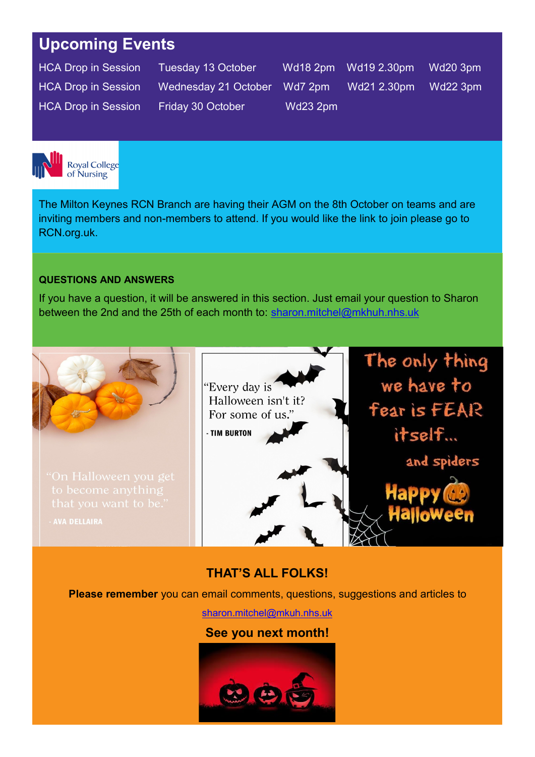## Upcoming Events

| | | | | |
|---|---|---|---|---|
| HCA Drop in Session | Tuesday 13 October | Wd18 2pm | Wd19 2.30pm | Wd20 3pm |
| HCA Drop in Session | Wednesday 21 October | Wd7 2pm | Wd21 2.30pm | Wd22 3pm |
| HCA Drop in Session | Friday 30 October | Wd23 2pm | | |

Royal College of Nursing

The Milton Keynes RCN Branch are having their AGM on the 8th October on teams and are inviting members and non-members to attend. If you would like the link to join please go to RCN.org.uk.

**QUESTIONS AND ANSWERS**

If you have a question, it will be answered in this section. Just email your question to Sharon between the 2nd and the 25th of each month to: sharon.mitchel@mkhuh.nhs.uk

"On Halloween you get to become anything that you want to be."
- AVA DELLAIRA

"Every day is Halloween isn't it? For some of us."
- TIM BURTON

The only thing we have to fear is FEAR itself... and spiders

Happy Halloween

**THAT'S ALL FOLKS!**

**Please remember** you can email comments, questions, suggestions and articles to

sharon.mitchel@mkuh.nhs.uk

**See you next month!**